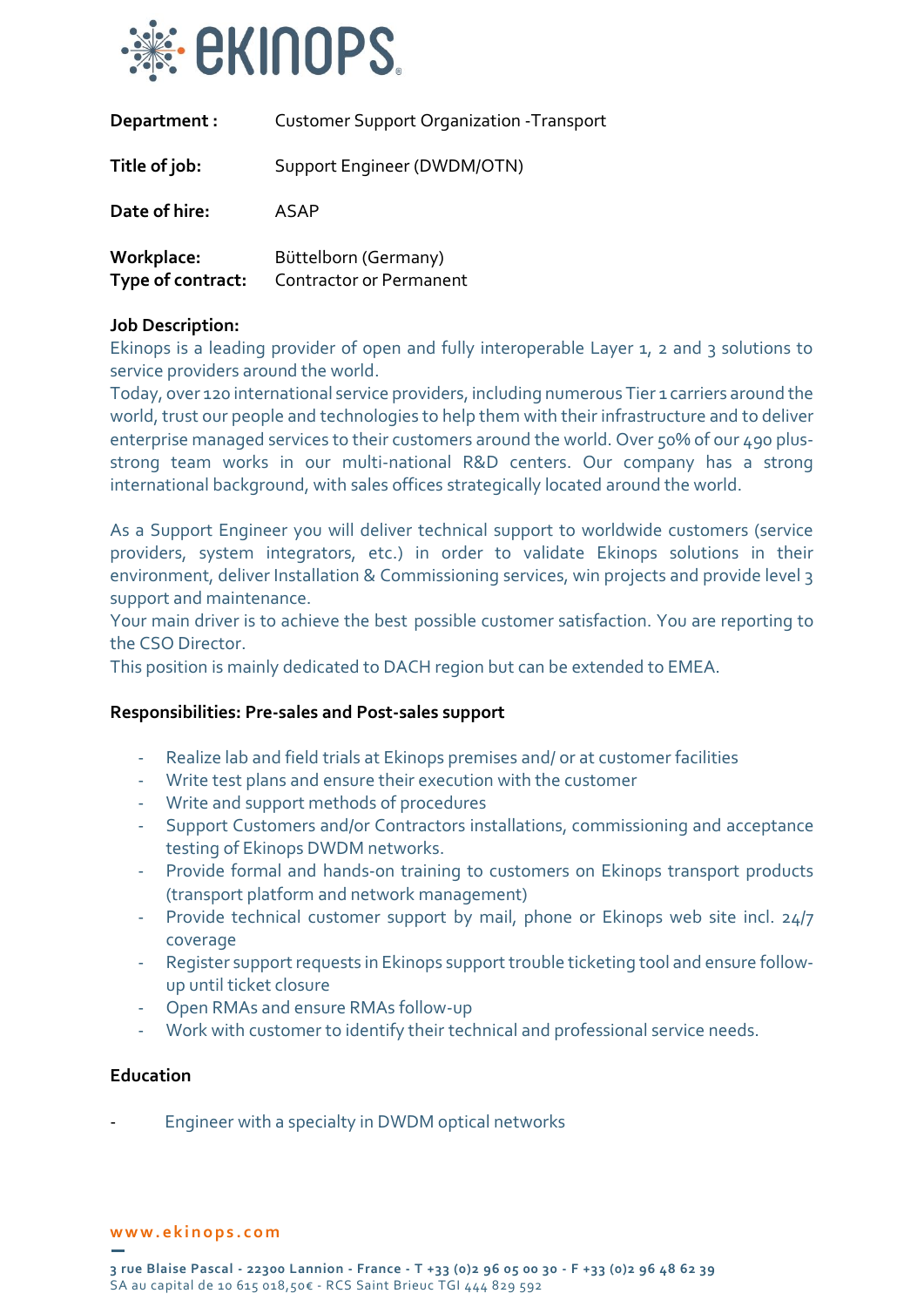| **Department :** | Customer Support Organization -Transport |
|---|---|
| **Title of job:** | Support Engineer (DWDM/OTN) |
| **Date of hire:** | ASAP |
| **Workplace:** | Büttelborn (Germany) |
| **Type of contract:** | Contractor or Permanent |

**Job Description:**

Ekinops is a leading provider of open and fully interoperable Layer 1, 2 and 3 solutions to service providers around the world.
Today, over 120 international service providers, including numerous Tier 1 carriers around the world, trust our people and technologies to help them with their infrastructure and to deliver enterprise managed services to their customers around the world. Over 50% of our 490 plus-strong team works in our multi-national R&D centers. Our company has a strong international background, with sales offices strategically located around the world.

As a Support Engineer you will deliver technical support to worldwide customers (service providers, system integrators, etc.) in order to validate Ekinops solutions in their environment, deliver Installation & Commissioning services, win projects and provide level 3 support and maintenance.
Your main driver is to achieve the best possible customer satisfaction. You are reporting to the CSO Director.
This position is mainly dedicated to DACH region but can be extended to EMEA.

**Responsibilities: Pre-sales and Post-sales support**

- Realize lab and field trials at Ekinops premises and/ or at customer facilities
- Write test plans and ensure their execution with the customer
- Write and support methods of procedures
- Support Customers and/or Contractors installations, commissioning and acceptance testing of Ekinops DWDM networks.
- Provide formal and hands-on training to customers on Ekinops transport products (transport platform and network management)
- Provide technical customer support by mail, phone or Ekinops web site incl. 24/7 coverage
- Register support requests in Ekinops support trouble ticketing tool and ensure follow-up until ticket closure
- Open RMAs and ensure RMAs follow-up
- Work with customer to identify their technical and professional service needs.

**Education**

- Engineer with a specialty in DWDM optical networks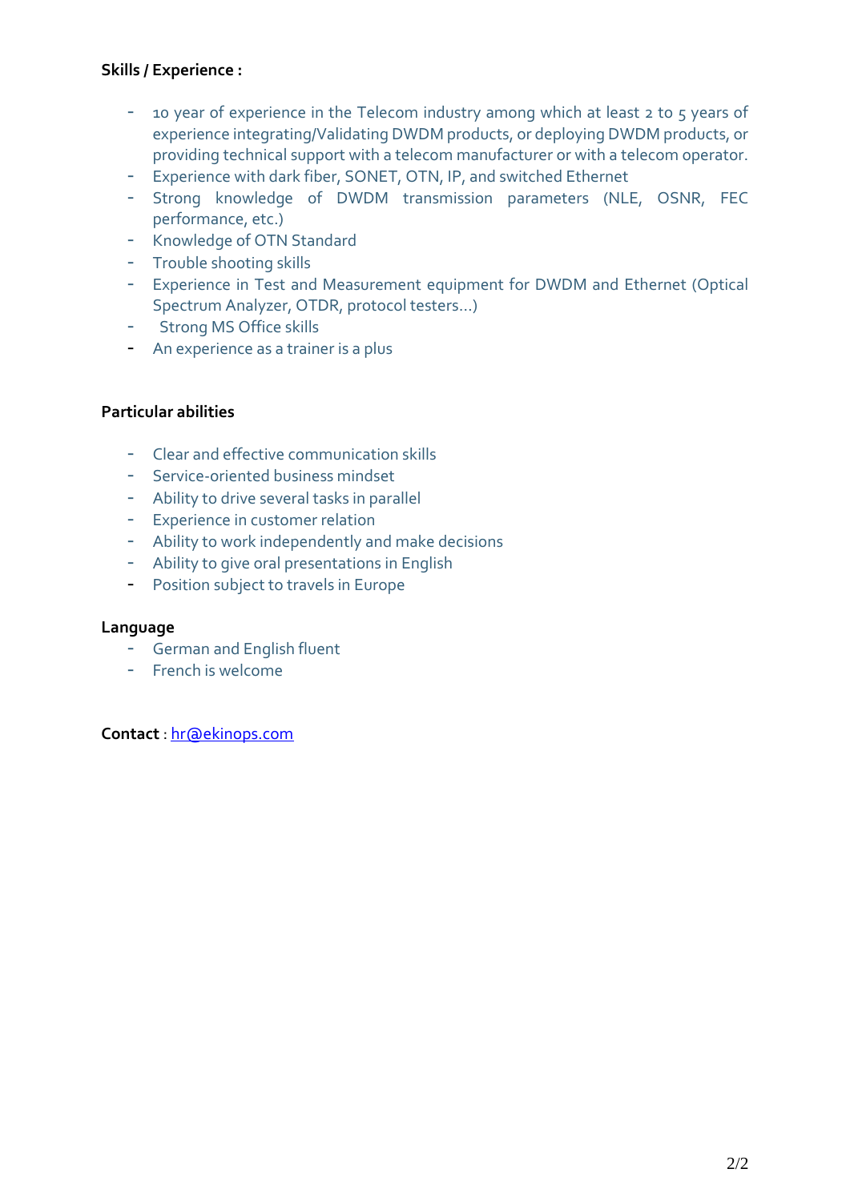**Skills / Experience :**

- 10 year of experience in the Telecom industry among which at least 2 to 5 years of experience integrating/Validating DWDM products, or deploying DWDM products, or providing technical support with a telecom manufacturer or with a telecom operator.
- Experience with dark fiber, SONET, OTN, IP, and switched Ethernet
- Strong knowledge of DWDM transmission parameters (NLE, OSNR, FEC performance, etc.)
- Knowledge of OTN Standard
- Trouble shooting skills
- Experience in Test and Measurement equipment for DWDM and Ethernet (Optical Spectrum Analyzer, OTDR, protocol testers…)
- Strong MS Office skills
- An experience as a trainer is a plus

**Particular abilities**

- Clear and effective communication skills
- Service-oriented business mindset
- Ability to drive several tasks in parallel
- Experience in customer relation
- Ability to work independently and make decisions
- Ability to give oral presentations in English
- Position subject to travels in Europe

**Language**

- German and English fluent
- French is welcome

**Contact** : hr@ekinops.com